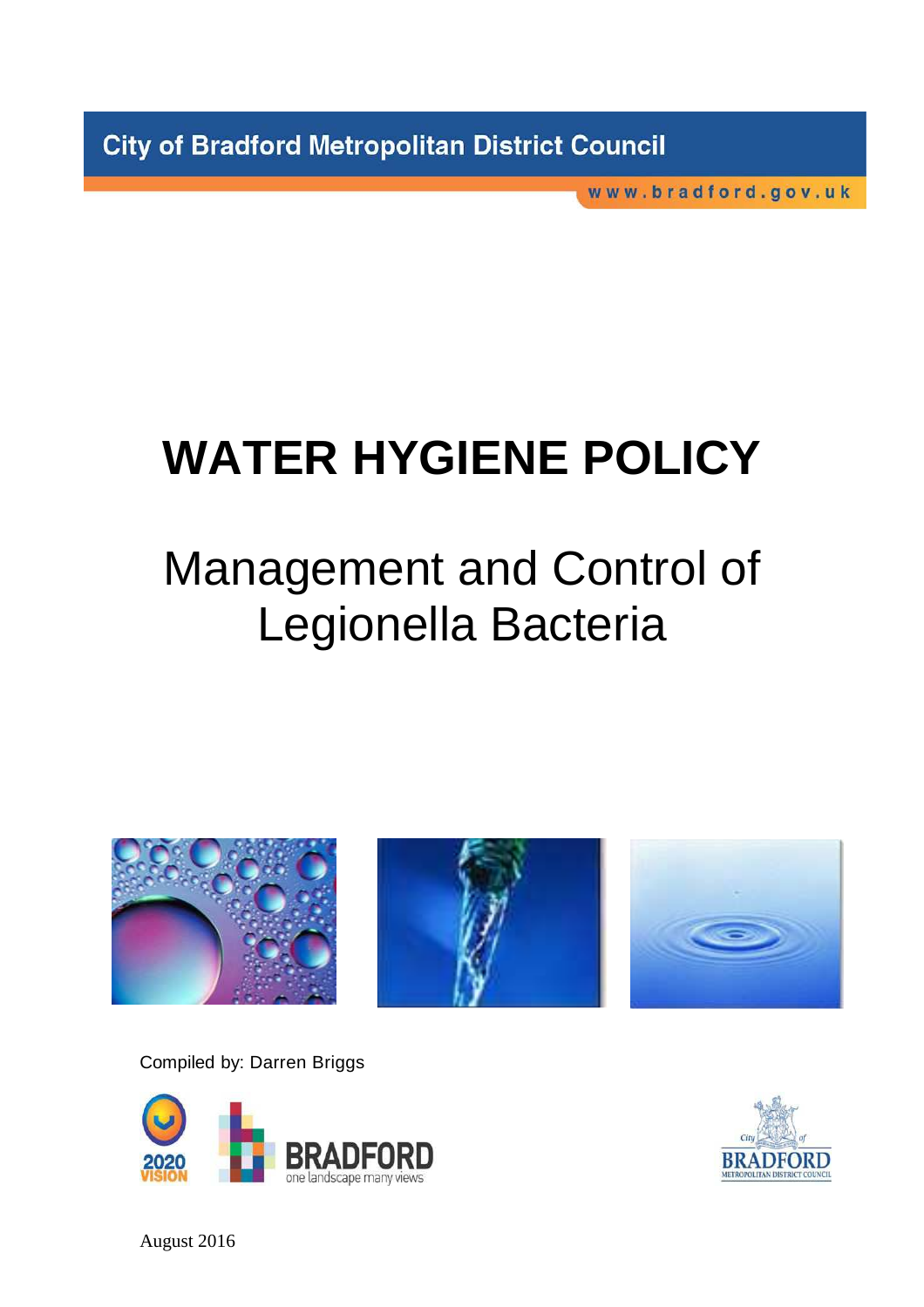City of Bradford Metropolitan District Council

www.bradford.gov.uk

# WATER HYGIENE POLICY

## Management and Control of Legionella Bacteria

Compiled by: Darren Briggs

August 2016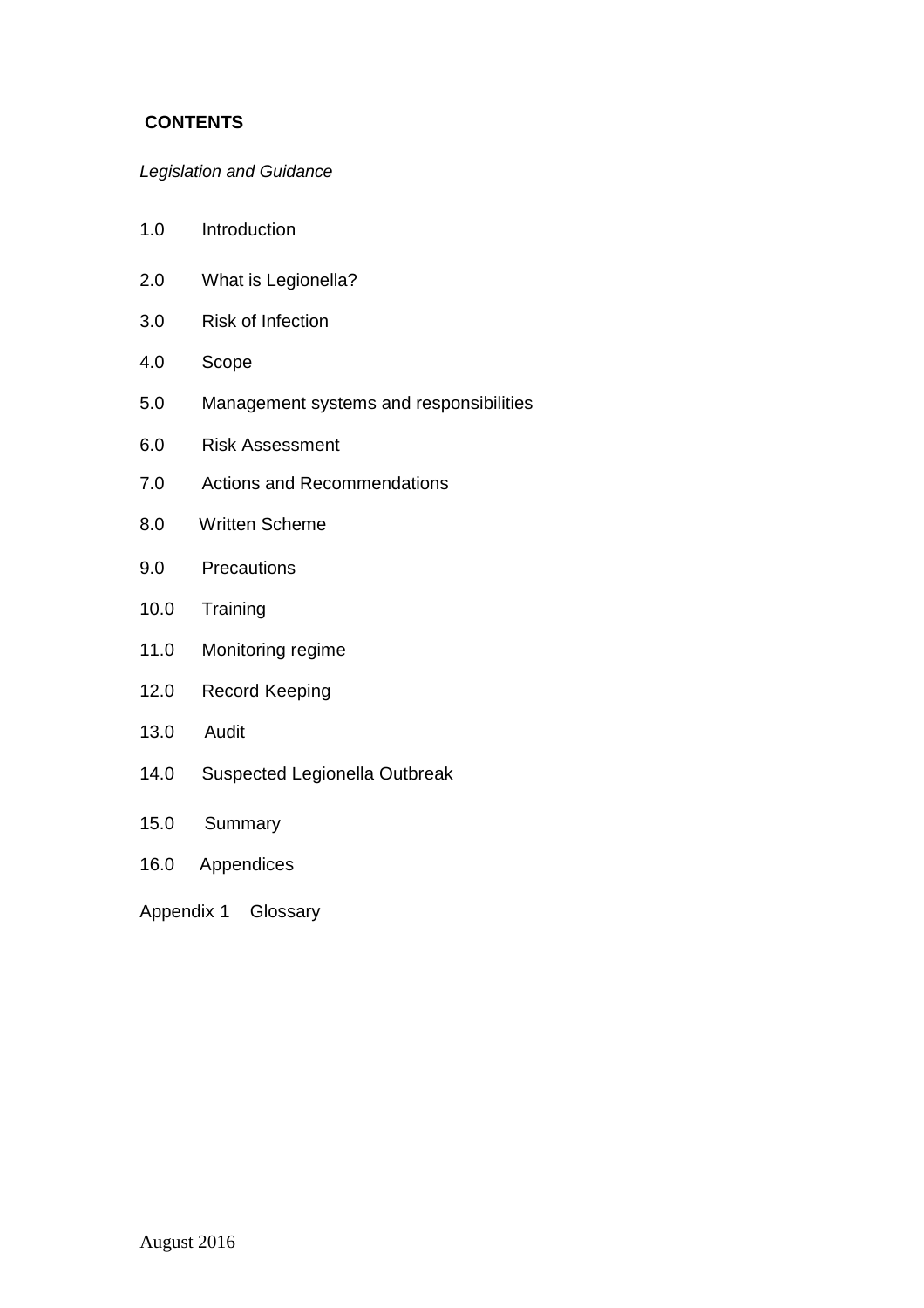## CONTENTS

*Legislation and Guidance*

1.0 Introduction

2.0 What is Legionella?

3.0 Risk of Infection

4.0 Scope

5.0 Management systems and responsibilities

6.0 Risk Assessment

7.0 Actions and Recommendations

8.0 Written Scheme

9.0 Precautions

10.0 Training

11.0 Monitoring regime

12.0 Record Keeping

13.0 Audit

14.0 Suspected Legionella Outbreak

15.0 Summary

16.0 Appendices

Appendix 1 Glossary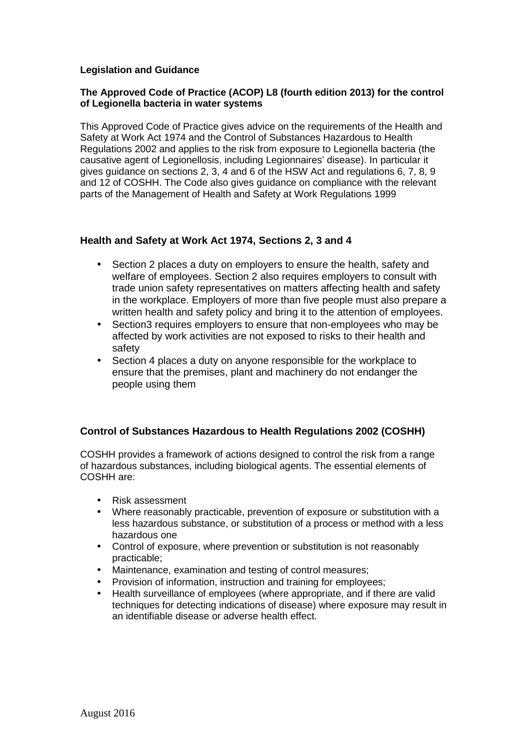**Legislation and Guidance**

**The Approved Code of Practice (ACOP) L8 (fourth edition 2013) for the control of Legionella bacteria in water systems**

This Approved Code of Practice gives advice on the requirements of the Health and Safety at Work Act 1974 and the Control of Substances Hazardous to Health Regulations 2002 and applies to the risk from exposure to Legionella bacteria (the causative agent of Legionellosis, including Legionnaires' disease). In particular it gives guidance on sections 2, 3, 4 and 6 of the HSW Act and regulations 6, 7, 8, 9 and 12 of COSHH. The Code also gives guidance on compliance with the relevant parts of the Management of Health and Safety at Work Regulations 1999

**Health and Safety at Work Act 1974, Sections 2, 3 and 4**

- Section 2 places a duty on employers to ensure the health, safety and welfare of employees. Section 2 also requires employers to consult with trade union safety representatives on matters affecting health and safety in the workplace. Employers of more than five people must also prepare a written health and safety policy and bring it to the attention of employees.
- Section3 requires employers to ensure that non-employees who may be affected by work activities are not exposed to risks to their health and safety
- Section 4 places a duty on anyone responsible for the workplace to ensure that the premises, plant and machinery do not endanger the people using them

**Control of Substances Hazardous to Health Regulations 2002 (COSHH)**

COSHH provides a framework of actions designed to control the risk from a range of hazardous substances, including biological agents. The essential elements of COSHH are:

- Risk assessment
- Where reasonably practicable, prevention of exposure or substitution with a less hazardous substance, or substitution of a process or method with a less hazardous one
- Control of exposure, where prevention or substitution is not reasonably practicable;
- Maintenance, examination and testing of control measures;
- Provision of information, instruction and training for employees;
- Health surveillance of employees (where appropriate, and if there are valid techniques for detecting indications of disease) where exposure may result in an identifiable disease or adverse health effect.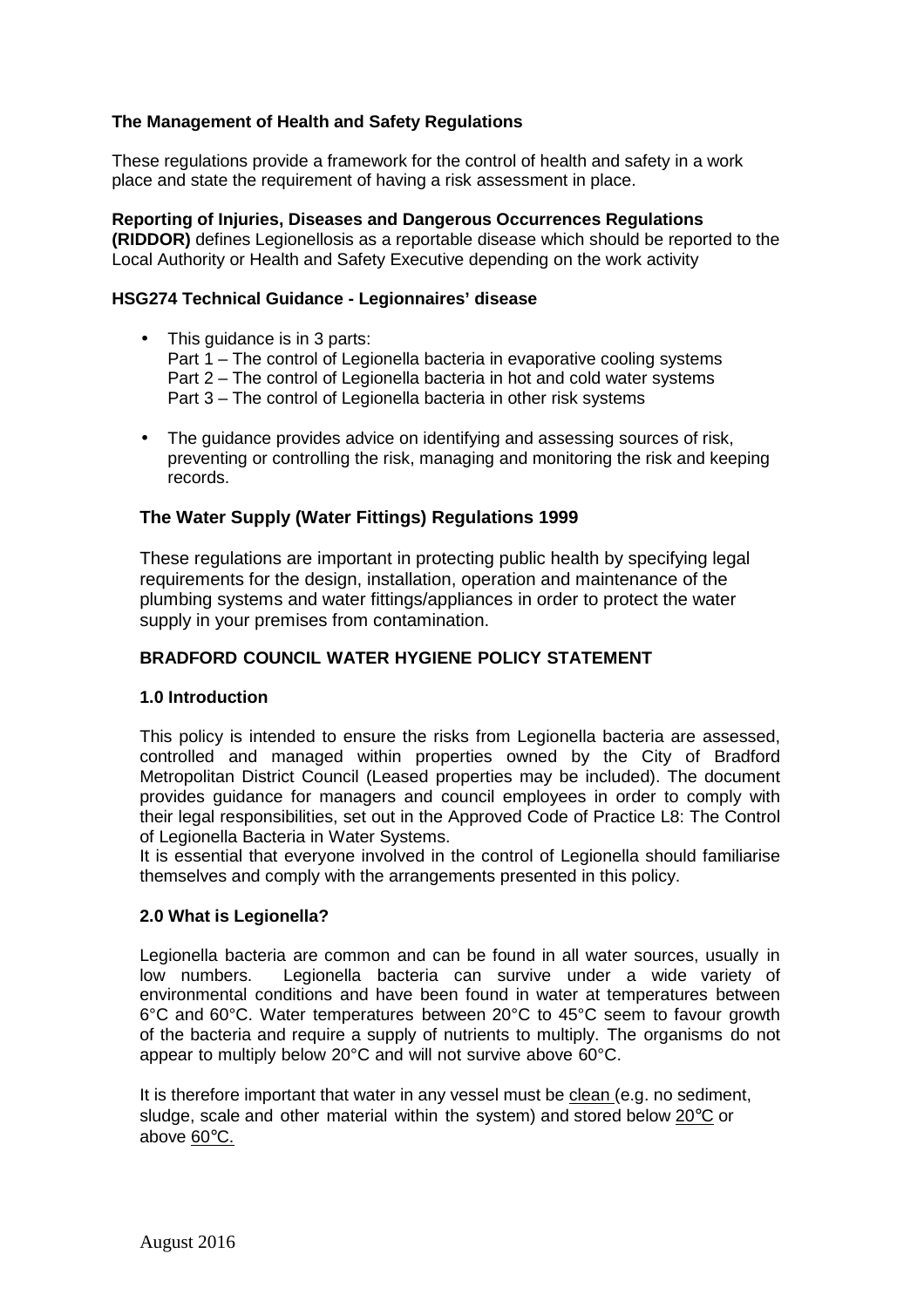**The Management of Health and Safety Regulations**

These regulations provide a framework for the control of health and safety in a work place and state the requirement of having a risk assessment in place.

**Reporting of Injuries, Diseases and Dangerous Occurrences Regulations (RIDDOR)** defines Legionellosis as a reportable disease which should be reported to the Local Authority or Health and Safety Executive depending on the work activity

**HSG274 Technical Guidance - Legionnaires' disease**

- This guidance is in 3 parts:
  Part 1 – The control of Legionella bacteria in evaporative cooling systems
  Part 2 – The control of Legionella bacteria in hot and cold water systems
  Part 3 – The control of Legionella bacteria in other risk systems
- The guidance provides advice on identifying and assessing sources of risk, preventing or controlling the risk, managing and monitoring the risk and keeping records.

**The Water Supply (Water Fittings) Regulations 1999**

These regulations are important in protecting public health by specifying legal requirements for the design, installation, operation and maintenance of the plumbing systems and water fittings/appliances in order to protect the water supply in your premises from contamination.

## BRADFORD COUNCIL WATER HYGIENE POLICY STATEMENT

### 1.0 Introduction

This policy is intended to ensure the risks from Legionella bacteria are assessed, controlled and managed within properties owned by the City of Bradford Metropolitan District Council (Leased properties may be included). The document provides guidance for managers and council employees in order to comply with their legal responsibilities, set out in the Approved Code of Practice L8: The Control of Legionella Bacteria in Water Systems.
It is essential that everyone involved in the control of Legionella should familiarise themselves and comply with the arrangements presented in this policy.

### 2.0 What is Legionella?

Legionella bacteria are common and can be found in all water sources, usually in low numbers. Legionella bacteria can survive under a wide variety of environmental conditions and have been found in water at temperatures between 6°C and 60°C. Water temperatures between 20°C to 45°C seem to favour growth of the bacteria and require a supply of nutrients to multiply. The organisms do not appear to multiply below 20°C and will not survive above 60°C.

It is therefore important that water in any vessel must be <u>clean</u> (e.g. no sediment, sludge, scale and other material within the system) and stored below <u>20°C</u> or above <u>60°C.</u>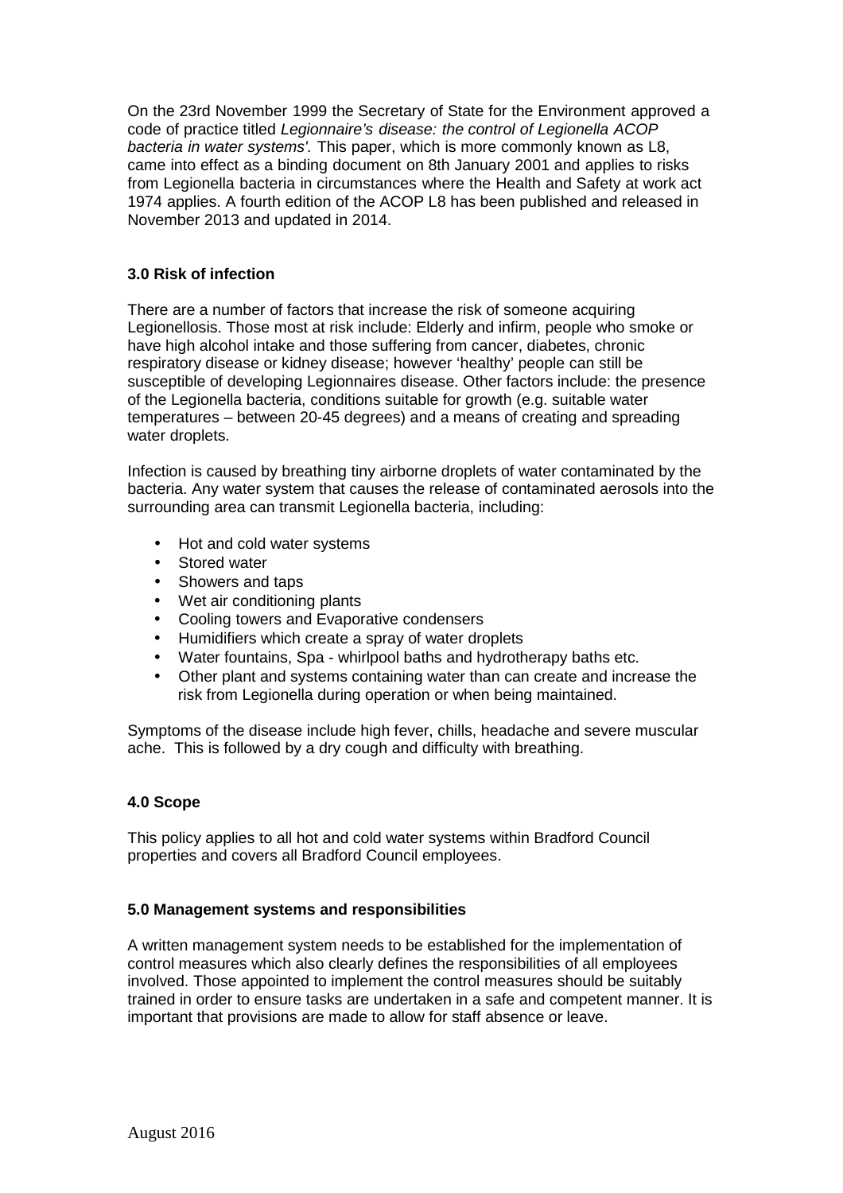On the 23rd November 1999 the Secretary of State for the Environment approved a code of practice titled *Legionnaire's disease: the control of Legionella ACOP bacteria in water systems'.* This paper, which is more commonly known as L8, came into effect as a binding document on 8th January 2001 and applies to risks from Legionella bacteria in circumstances where the Health and Safety at work act 1974 applies. A fourth edition of the ACOP L8 has been published and released in November 2013 and updated in 2014.

## 3.0 Risk of infection

There are a number of factors that increase the risk of someone acquiring Legionellosis. Those most at risk include: Elderly and infirm, people who smoke or have high alcohol intake and those suffering from cancer, diabetes, chronic respiratory disease or kidney disease; however 'healthy' people can still be susceptible of developing Legionnaires disease. Other factors include: the presence of the Legionella bacteria, conditions suitable for growth (e.g. suitable water temperatures – between 20-45 degrees) and a means of creating and spreading water droplets.

Infection is caused by breathing tiny airborne droplets of water contaminated by the bacteria. Any water system that causes the release of contaminated aerosols into the surrounding area can transmit Legionella bacteria, including:

- Hot and cold water systems
- Stored water
- Showers and taps
- Wet air conditioning plants
- Cooling towers and Evaporative condensers
- Humidifiers which create a spray of water droplets
- Water fountains, Spa - whirlpool baths and hydrotherapy baths etc.
- Other plant and systems containing water than can create and increase the risk from Legionella during operation or when being maintained.

Symptoms of the disease include high fever, chills, headache and severe muscular ache. This is followed by a dry cough and difficulty with breathing.

## 4.0 Scope

This policy applies to all hot and cold water systems within Bradford Council properties and covers all Bradford Council employees.

## 5.0 Management systems and responsibilities

A written management system needs to be established for the implementation of control measures which also clearly defines the responsibilities of all employees involved. Those appointed to implement the control measures should be suitably trained in order to ensure tasks are undertaken in a safe and competent manner. It is important that provisions are made to allow for staff absence or leave.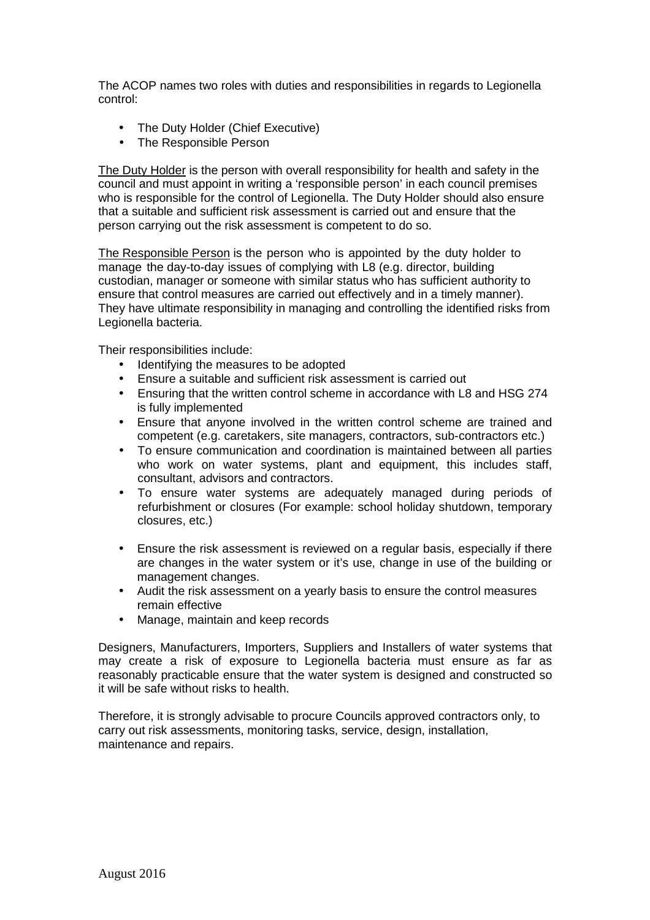The ACOP names two roles with duties and responsibilities in regards to Legionella control:

- The Duty Holder (Chief Executive)
- The Responsible Person

The Duty Holder is the person with overall responsibility for health and safety in the council and must appoint in writing a 'responsible person' in each council premises who is responsible for the control of Legionella. The Duty Holder should also ensure that a suitable and sufficient risk assessment is carried out and ensure that the person carrying out the risk assessment is competent to do so.

The Responsible Person is the person who is appointed by the duty holder to manage the day-to-day issues of complying with L8 (e.g. director, building custodian, manager or someone with similar status who has sufficient authority to ensure that control measures are carried out effectively and in a timely manner). They have ultimate responsibility in managing and controlling the identified risks from Legionella bacteria.

Their responsibilities include:

- Identifying the measures to be adopted
- Ensure a suitable and sufficient risk assessment is carried out
- Ensuring that the written control scheme in accordance with L8 and HSG 274 is fully implemented
- Ensure that anyone involved in the written control scheme are trained and competent (e.g. caretakers, site managers, contractors, sub-contractors etc.)
- To ensure communication and coordination is maintained between all parties who work on water systems, plant and equipment, this includes staff, consultant, advisors and contractors.
- To ensure water systems are adequately managed during periods of refurbishment or closures (For example: school holiday shutdown, temporary closures, etc.)
- Ensure the risk assessment is reviewed on a regular basis, especially if there are changes in the water system or it's use, change in use of the building or management changes.
- Audit the risk assessment on a yearly basis to ensure the control measures remain effective
- Manage, maintain and keep records

Designers, Manufacturers, Importers, Suppliers and Installers of water systems that may create a risk of exposure to Legionella bacteria must ensure as far as reasonably practicable ensure that the water system is designed and constructed so it will be safe without risks to health.

Therefore, it is strongly advisable to procure Councils approved contractors only, to carry out risk assessments, monitoring tasks, service, design, installation, maintenance and repairs.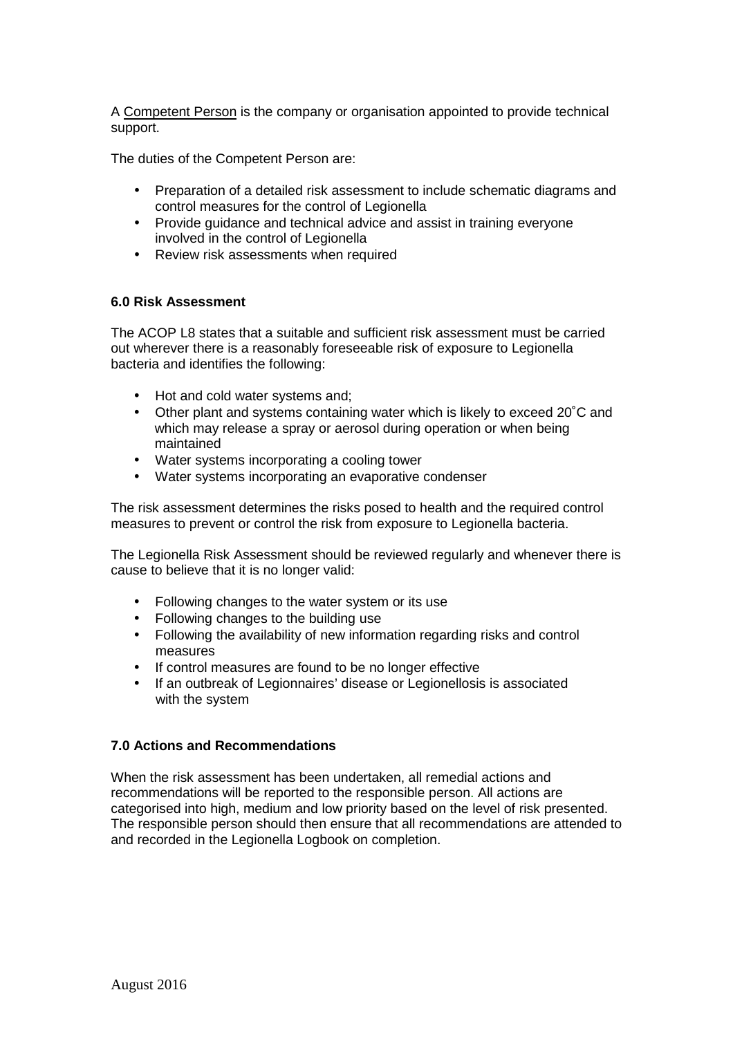A Competent Person is the company or organisation appointed to provide technical support.

The duties of the Competent Person are:

- Preparation of a detailed risk assessment to include schematic diagrams and control measures for the control of Legionella
- Provide guidance and technical advice and assist in training everyone involved in the control of Legionella
- Review risk assessments when required

**6.0 Risk Assessment**

The ACOP L8 states that a suitable and sufficient risk assessment must be carried out wherever there is a reasonably foreseeable risk of exposure to Legionella bacteria and identifies the following:

- Hot and cold water systems and;
- Other plant and systems containing water which is likely to exceed 20˚C and which may release a spray or aerosol during operation or when being maintained
- Water systems incorporating a cooling tower
- Water systems incorporating an evaporative condenser

The risk assessment determines the risks posed to health and the required control measures to prevent or control the risk from exposure to Legionella bacteria.

The Legionella Risk Assessment should be reviewed regularly and whenever there is cause to believe that it is no longer valid:

- Following changes to the water system or its use
- Following changes to the building use
- Following the availability of new information regarding risks and control measures
- If control measures are found to be no longer effective
- If an outbreak of Legionnaires' disease or Legionellosis is associated with the system

**7.0 Actions and Recommendations**

When the risk assessment has been undertaken, all remedial actions and recommendations will be reported to the responsible person. All actions are categorised into high, medium and low priority based on the level of risk presented. The responsible person should then ensure that all recommendations are attended to and recorded in the Legionella Logbook on completion.

August 2016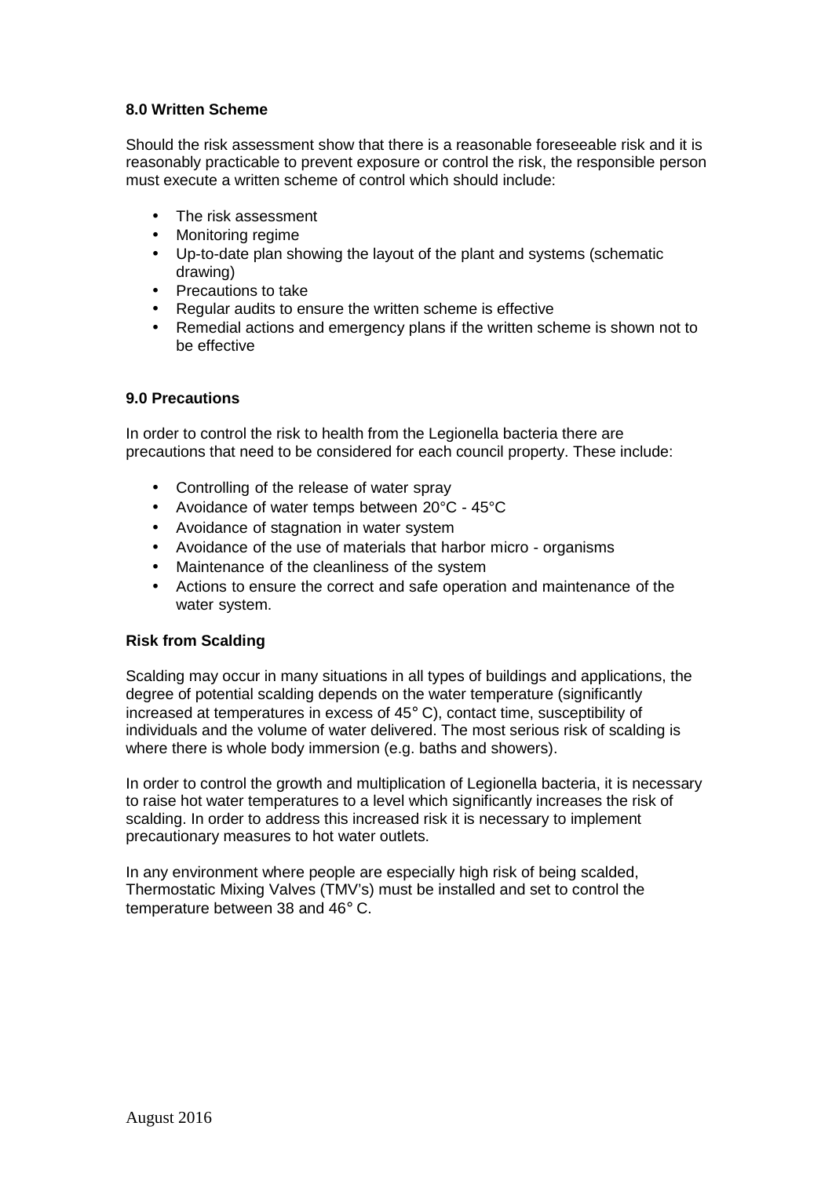## 8.0 Written Scheme

Should the risk assessment show that there is a reasonable foreseeable risk and it is reasonably practicable to prevent exposure or control the risk, the responsible person must execute a written scheme of control which should include:

- The risk assessment
- Monitoring regime
- Up-to-date plan showing the layout of the plant and systems (schematic drawing)
- Precautions to take
- Regular audits to ensure the written scheme is effective
- Remedial actions and emergency plans if the written scheme is shown not to be effective

## 9.0 Precautions

In order to control the risk to health from the Legionella bacteria there are precautions that need to be considered for each council property. These include:

- Controlling of the release of water spray
- Avoidance of water temps between 20°C - 45°C
- Avoidance of stagnation in water system
- Avoidance of the use of materials that harbor micro - organisms
- Maintenance of the cleanliness of the system
- Actions to ensure the correct and safe operation and maintenance of the water system.

### Risk from Scalding

Scalding may occur in many situations in all types of buildings and applications, the degree of potential scalding depends on the water temperature (significantly increased at temperatures in excess of 45° C), contact time, susceptibility of individuals and the volume of water delivered. The most serious risk of scalding is where there is whole body immersion (e.g. baths and showers).

In order to control the growth and multiplication of Legionella bacteria, it is necessary to raise hot water temperatures to a level which significantly increases the risk of scalding. In order to address this increased risk it is necessary to implement precautionary measures to hot water outlets.

In any environment where people are especially high risk of being scalded, Thermostatic Mixing Valves (TMV's) must be installed and set to control the temperature between 38 and 46° C.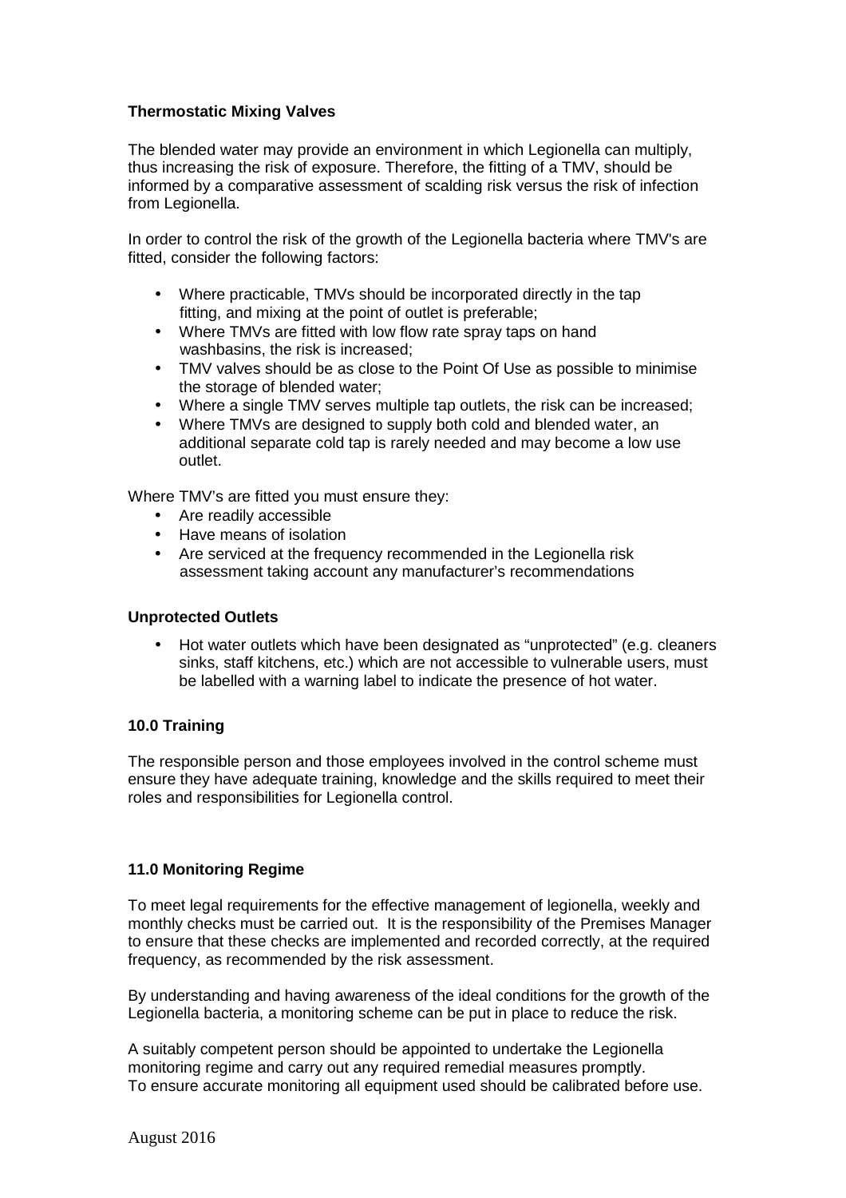**Thermostatic Mixing Valves**

The blended water may provide an environment in which Legionella can multiply, thus increasing the risk of exposure. Therefore, the fitting of a TMV, should be informed by a comparative assessment of scalding risk versus the risk of infection from Legionella.

In order to control the risk of the growth of the Legionella bacteria where TMV's are fitted, consider the following factors:

- Where practicable, TMVs should be incorporated directly in the tap fitting, and mixing at the point of outlet is preferable;
- Where TMVs are fitted with low flow rate spray taps on hand washbasins, the risk is increased;
- TMV valves should be as close to the Point Of Use as possible to minimise the storage of blended water;
- Where a single TMV serves multiple tap outlets, the risk can be increased;
- Where TMVs are designed to supply both cold and blended water, an additional separate cold tap is rarely needed and may become a low use outlet.

Where TMV's are fitted you must ensure they:

- Are readily accessible
- Have means of isolation
- Are serviced at the frequency recommended in the Legionella risk assessment taking account any manufacturer's recommendations

**Unprotected Outlets**

- Hot water outlets which have been designated as "unprotected" (e.g. cleaners sinks, staff kitchens, etc.) which are not accessible to vulnerable users, must be labelled with a warning label to indicate the presence of hot water.

**10.0 Training**

The responsible person and those employees involved in the control scheme must ensure they have adequate training, knowledge and the skills required to meet their roles and responsibilities for Legionella control.

**11.0 Monitoring Regime**

To meet legal requirements for the effective management of legionella, weekly and monthly checks must be carried out. It is the responsibility of the Premises Manager to ensure that these checks are implemented and recorded correctly, at the required frequency, as recommended by the risk assessment.

By understanding and having awareness of the ideal conditions for the growth of the Legionella bacteria, a monitoring scheme can be put in place to reduce the risk.

A suitably competent person should be appointed to undertake the Legionella monitoring regime and carry out any required remedial measures promptly.
To ensure accurate monitoring all equipment used should be calibrated before use.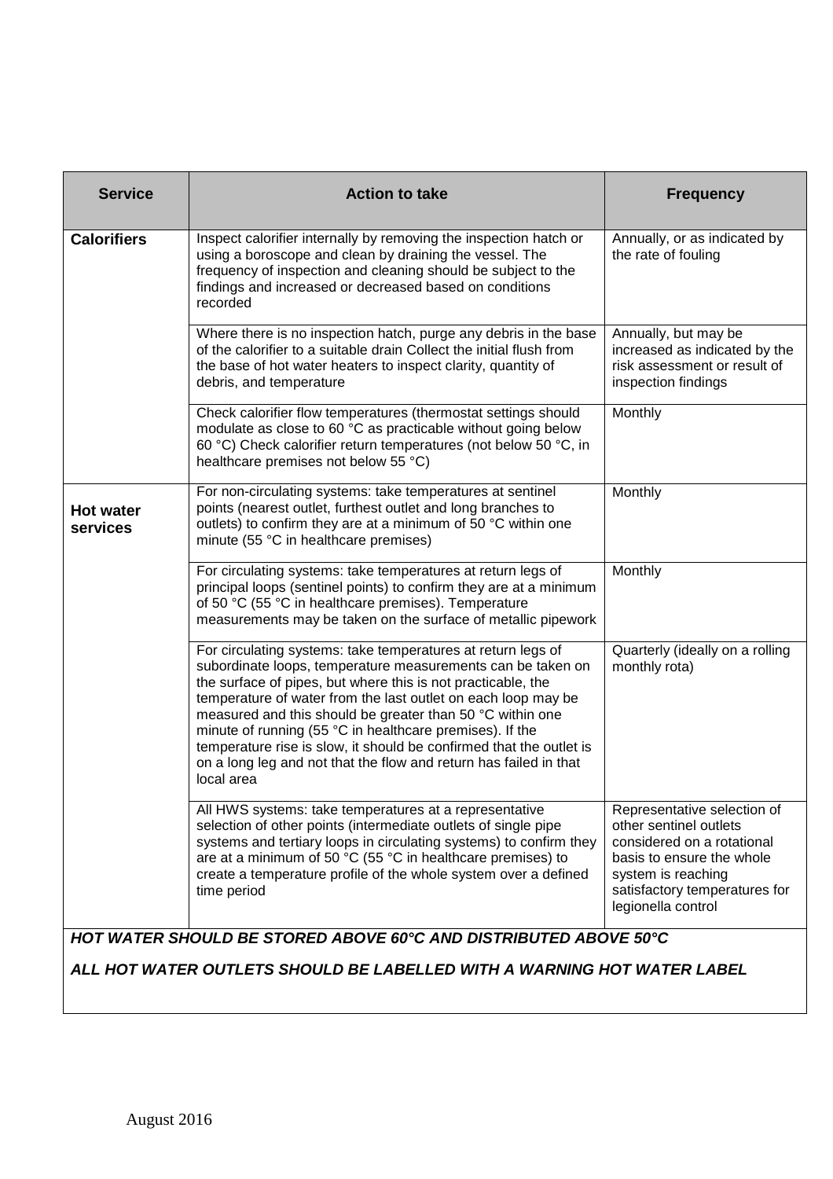| Service | Action to take | Frequency |
|---|---|---|
| **Calorifiers** | Inspect calorifier internally by removing the inspection hatch or using a boroscope and clean by draining the vessel. The frequency of inspection and cleaning should be subject to the findings and increased or decreased based on conditions recorded | Annually, or as indicated by the rate of fouling |
| | Where there is no inspection hatch, purge any debris in the base of the calorifier to a suitable drain Collect the initial flush from the base of hot water heaters to inspect clarity, quantity of debris, and temperature | Annually, but may be increased as indicated by the risk assessment or result of inspection findings |
| | Check calorifier flow temperatures (thermostat settings should modulate as close to 60 °C as practicable without going below 60 °C) Check calorifier return temperatures (not below 50 °C, in healthcare premises not below 55 °C) | Monthly |
| **Hot water services** | For non-circulating systems: take temperatures at sentinel points (nearest outlet, furthest outlet and long branches to outlets) to confirm they are at a minimum of 50 °C within one minute (55 °C in healthcare premises) | Monthly |
| | For circulating systems: take temperatures at return legs of principal loops (sentinel points) to confirm they are at a minimum of 50 °C (55 °C in healthcare premises). Temperature measurements may be taken on the surface of metallic pipework | Monthly |
| | For circulating systems: take temperatures at return legs of subordinate loops, temperature measurements can be taken on the surface of pipes, but where this is not practicable, the temperature of water from the last outlet on each loop may be measured and this should be greater than 50 °C within one minute of running (55 °C in healthcare premises). If the temperature rise is slow, it should be confirmed that the outlet is on a long leg and not that the flow and return has failed in that local area | Quarterly (ideally on a rolling monthly rota) |
| | All HWS systems: take temperatures at a representative selection of other points (intermediate outlets of single pipe systems and tertiary loops in circulating systems) to confirm they are at a minimum of 50 °C (55 °C in healthcare premises) to create a temperature profile of the whole system over a defined time period | Representative selection of other sentinel outlets considered on a rotational basis to ensure the whole system is reaching satisfactory temperatures for legionella control |

***HOT WATER SHOULD BE STORED ABOVE 60°C AND DISTRIBUTED ABOVE 50°C***

***ALL HOT WATER OUTLETS SHOULD BE LABELLED WITH A WARNING HOT WATER LABEL***

August 2016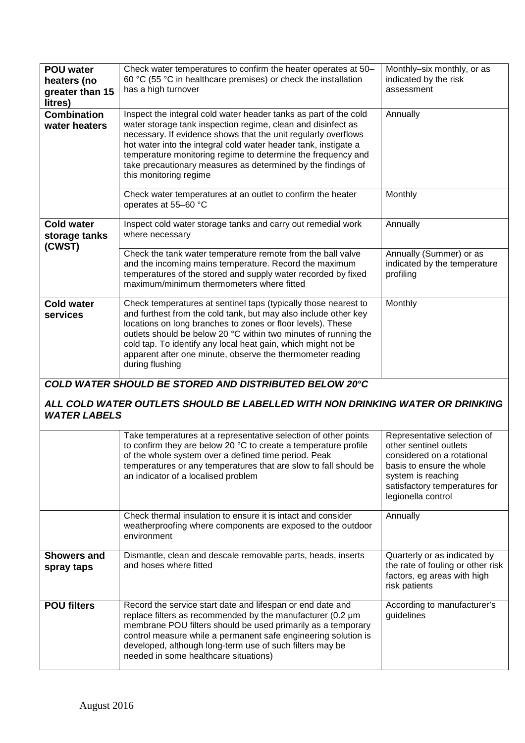| | | |
|---|---|---|
| **POU water heaters (no greater than 15 litres)** | Check water temperatures to confirm the heater operates at 50–60 °C (55 °C in healthcare premises) or check the installation has a high turnover | Monthly–six monthly, or as indicated by the risk assessment |
| **Combination water heaters** | Inspect the integral cold water header tanks as part of the cold water storage tank inspection regime, clean and disinfect as necessary. If evidence shows that the unit regularly overflows hot water into the integral cold water header tank, instigate a temperature monitoring regime to determine the frequency and take precautionary measures as determined by the findings of this monitoring regime | Annually |
| | Check water temperatures at an outlet to confirm the heater operates at 55–60 °C | Monthly |
| **Cold water storage tanks (CWST)** | Inspect cold water storage tanks and carry out remedial work where necessary | Annually |
| | Check the tank water temperature remote from the ball valve and the incoming mains temperature. Record the maximum temperatures of the stored and supply water recorded by fixed maximum/minimum thermometers where fitted | Annually (Summer) or as indicated by the temperature profiling |
| **Cold water services** | Check temperatures at sentinel taps (typically those nearest to and furthest from the cold tank, but may also include other key locations on long branches to zones or floor levels). These outlets should be below 20 °C within two minutes of running the cold tap. To identify any local heat gain, which might not be apparent after one minute, observe the thermometer reading during flushing | Monthly |

***COLD WATER SHOULD BE STORED AND DISTRIBUTED BELOW 20°C***

***ALL COLD WATER OUTLETS SHOULD BE LABELLED WITH NON DRINKING WATER OR DRINKING WATER LABELS***

| | | |
|---|---|---|
| | Take temperatures at a representative selection of other points to confirm they are below 20 °C to create a temperature profile of the whole system over a defined time period. Peak temperatures or any temperatures that are slow to fall should be an indicator of a localised problem | Representative selection of other sentinel outlets considered on a rotational basis to ensure the whole system is reaching satisfactory temperatures for legionella control |
| | Check thermal insulation to ensure it is intact and consider weatherproofing where components are exposed to the outdoor environment | Annually |
| **Showers and spray taps** | Dismantle, clean and descale removable parts, heads, inserts and hoses where fitted | Quarterly or as indicated by the rate of fouling or other risk factors, eg areas with high risk patients |
| **POU filters** | Record the service start date and lifespan or end date and replace filters as recommended by the manufacturer (0.2 µm membrane POU filters should be used primarily as a temporary control measure while a permanent safe engineering solution is developed, although long-term use of such filters may be needed in some healthcare situations) | According to manufacturer's guidelines |

August 2016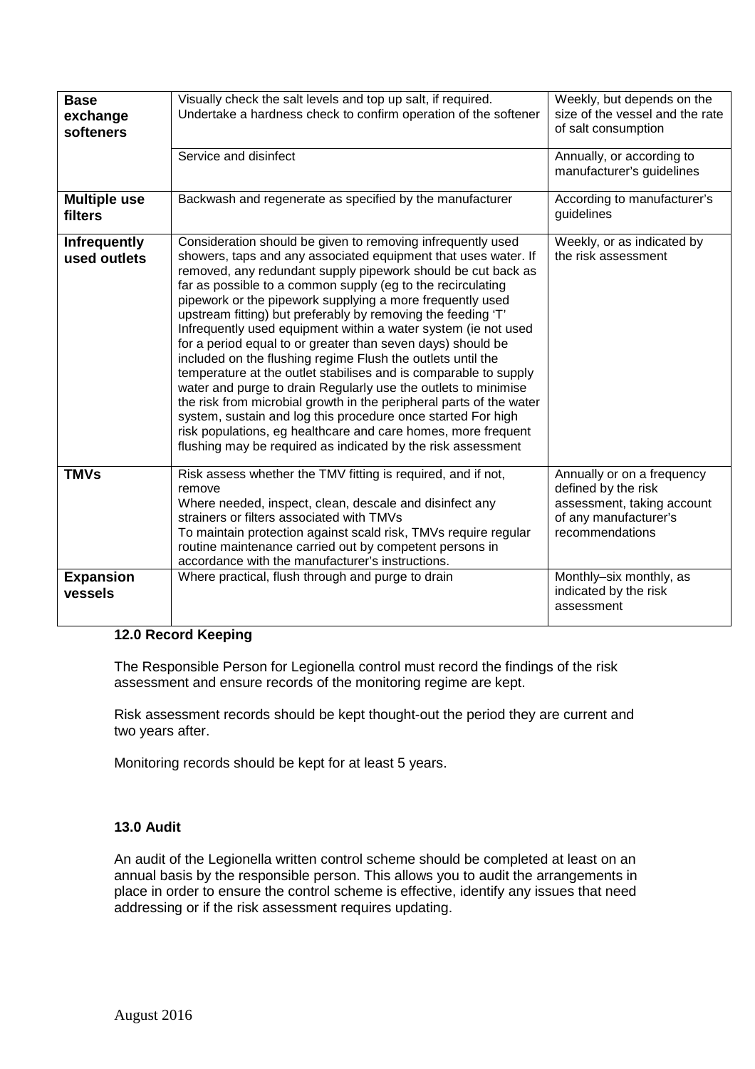| | | |
|---|---|---|
| **Base exchange softeners** | Visually check the salt levels and top up salt, if required. Undertake a hardness check to confirm operation of the softener | Weekly, but depends on the size of the vessel and the rate of salt consumption |
| | Service and disinfect | Annually, or according to manufacturer's guidelines |
| **Multiple use filters** | Backwash and regenerate as specified by the manufacturer | According to manufacturer's guidelines |
| **Infrequently used outlets** | Consideration should be given to removing infrequently used showers, taps and any associated equipment that uses water. If removed, any redundant supply pipework should be cut back as far as possible to a common supply (eg to the recirculating pipework or the pipework supplying a more frequently used upstream fitting) but preferably by removing the feeding 'T' Infrequently used equipment within a water system (ie not used for a period equal to or greater than seven days) should be included on the flushing regime Flush the outlets until the temperature at the outlet stabilises and is comparable to supply water and purge to drain Regularly use the outlets to minimise the risk from microbial growth in the peripheral parts of the water system, sustain and log this procedure once started For high risk populations, eg healthcare and care homes, more frequent flushing may be required as indicated by the risk assessment | Weekly, or as indicated by the risk assessment |
| **TMVs** | Risk assess whether the TMV fitting is required, and if not, remove<br>Where needed, inspect, clean, descale and disinfect any strainers or filters associated with TMVs<br>To maintain protection against scald risk, TMVs require regular routine maintenance carried out by competent persons in accordance with the manufacturer's instructions. | Annually or on a frequency defined by the risk assessment, taking account of any manufacturer's recommendations |
| **Expansion vessels** | Where practical, flush through and purge to drain | Monthly–six monthly, as indicated by the risk assessment |

### 12.0 Record Keeping

The Responsible Person for Legionella control must record the findings of the risk assessment and ensure records of the monitoring regime are kept.

Risk assessment records should be kept thought-out the period they are current and two years after.

Monitoring records should be kept for at least 5 years.

### 13.0 Audit

An audit of the Legionella written control scheme should be completed at least on an annual basis by the responsible person. This allows you to audit the arrangements in place in order to ensure the control scheme is effective, identify any issues that need addressing or if the risk assessment requires updating.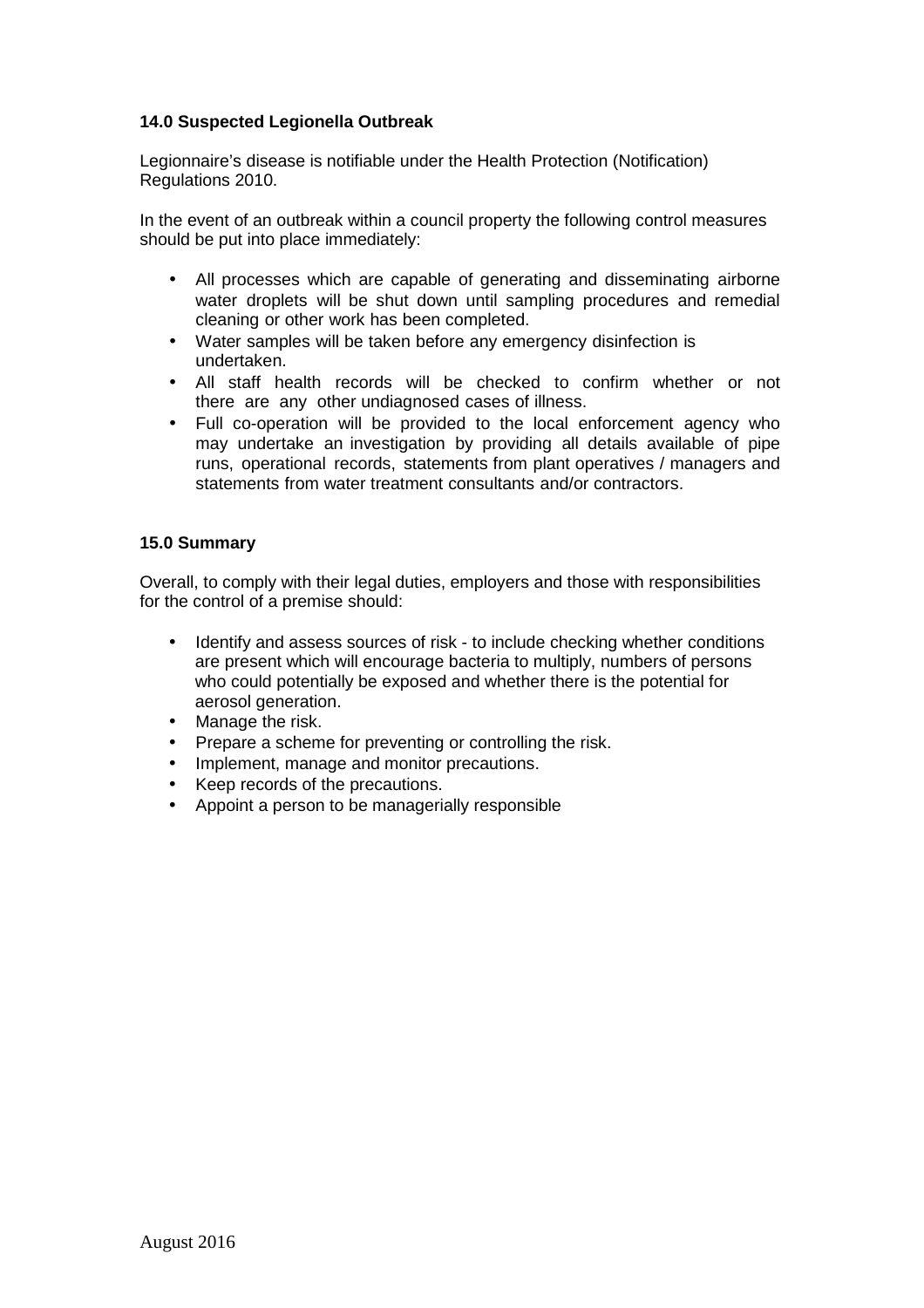**14.0 Suspected Legionella Outbreak**

Legionnaire's disease is notifiable under the Health Protection (Notification) Regulations 2010.

In the event of an outbreak within a council property the following control measures should be put into place immediately:

- All processes which are capable of generating and disseminating airborne water droplets will be shut down until sampling procedures and remedial cleaning or other work has been completed.
- Water samples will be taken before any emergency disinfection is undertaken.
- All staff health records will be checked to confirm whether or not there are any other undiagnosed cases of illness.
- Full co-operation will be provided to the local enforcement agency who may undertake an investigation by providing all details available of pipe runs, operational records, statements from plant operatives / managers and statements from water treatment consultants and/or contractors.

**15.0 Summary**

Overall, to comply with their legal duties, employers and those with responsibilities for the control of a premise should:

- Identify and assess sources of risk - to include checking whether conditions are present which will encourage bacteria to multiply, numbers of persons who could potentially be exposed and whether there is the potential for aerosol generation.
- Manage the risk.
- Prepare a scheme for preventing or controlling the risk.
- Implement, manage and monitor precautions.
- Keep records of the precautions.
- Appoint a person to be managerially responsible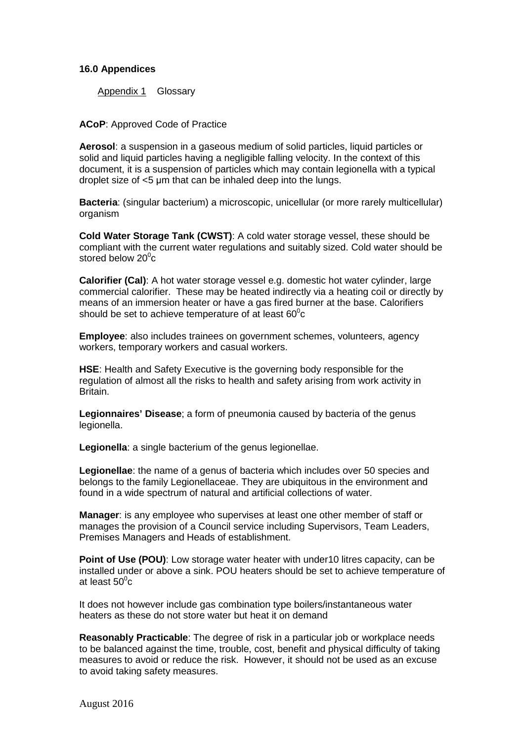## 16.0 Appendices

Appendix 1    Glossary

**ACoP**: Approved Code of Practice

**Aerosol**: a suspension in a gaseous medium of solid particles, liquid particles or solid and liquid particles having a negligible falling velocity. In the context of this document, it is a suspension of particles which may contain legionella with a typical droplet size of <5 µm that can be inhaled deep into the lungs.

**Bacteria**: (singular bacterium) a microscopic, unicellular (or more rarely multicellular) organism

**Cold Water Storage Tank (CWST)**: A cold water storage vessel, these should be compliant with the current water regulations and suitably sized. Cold water should be stored below 20$^0$c

**Calorifier (Cal)**: A hot water storage vessel e.g. domestic hot water cylinder, large commercial calorifier. These may be heated indirectly via a heating coil or directly by means of an immersion heater or have a gas fired burner at the base. Calorifiers should be set to achieve temperature of at least 60$^0$c

**Employee**: also includes trainees on government schemes, volunteers, agency workers, temporary workers and casual workers.

**HSE**: Health and Safety Executive is the governing body responsible for the regulation of almost all the risks to health and safety arising from work activity in Britain.

**Legionnaires' Disease**; a form of pneumonia caused by bacteria of the genus legionella.

**Legionella**: a single bacterium of the genus legionellae.

**Legionellae**: the name of a genus of bacteria which includes over 50 species and belongs to the family Legionellaceae. They are ubiquitous in the environment and found in a wide spectrum of natural and artificial collections of water.

**Manager**: is any employee who supervises at least one other member of staff or manages the provision of a Council service including Supervisors, Team Leaders, Premises Managers and Heads of establishment.

**Point of Use (POU)**: Low storage water heater with under10 litres capacity, can be installed under or above a sink. POU heaters should be set to achieve temperature of at least 50$^0$c

It does not however include gas combination type boilers/instantaneous water heaters as these do not store water but heat it on demand

**Reasonably Practicable**: The degree of risk in a particular job or workplace needs to be balanced against the time, trouble, cost, benefit and physical difficulty of taking measures to avoid or reduce the risk. However, it should not be used as an excuse to avoid taking safety measures.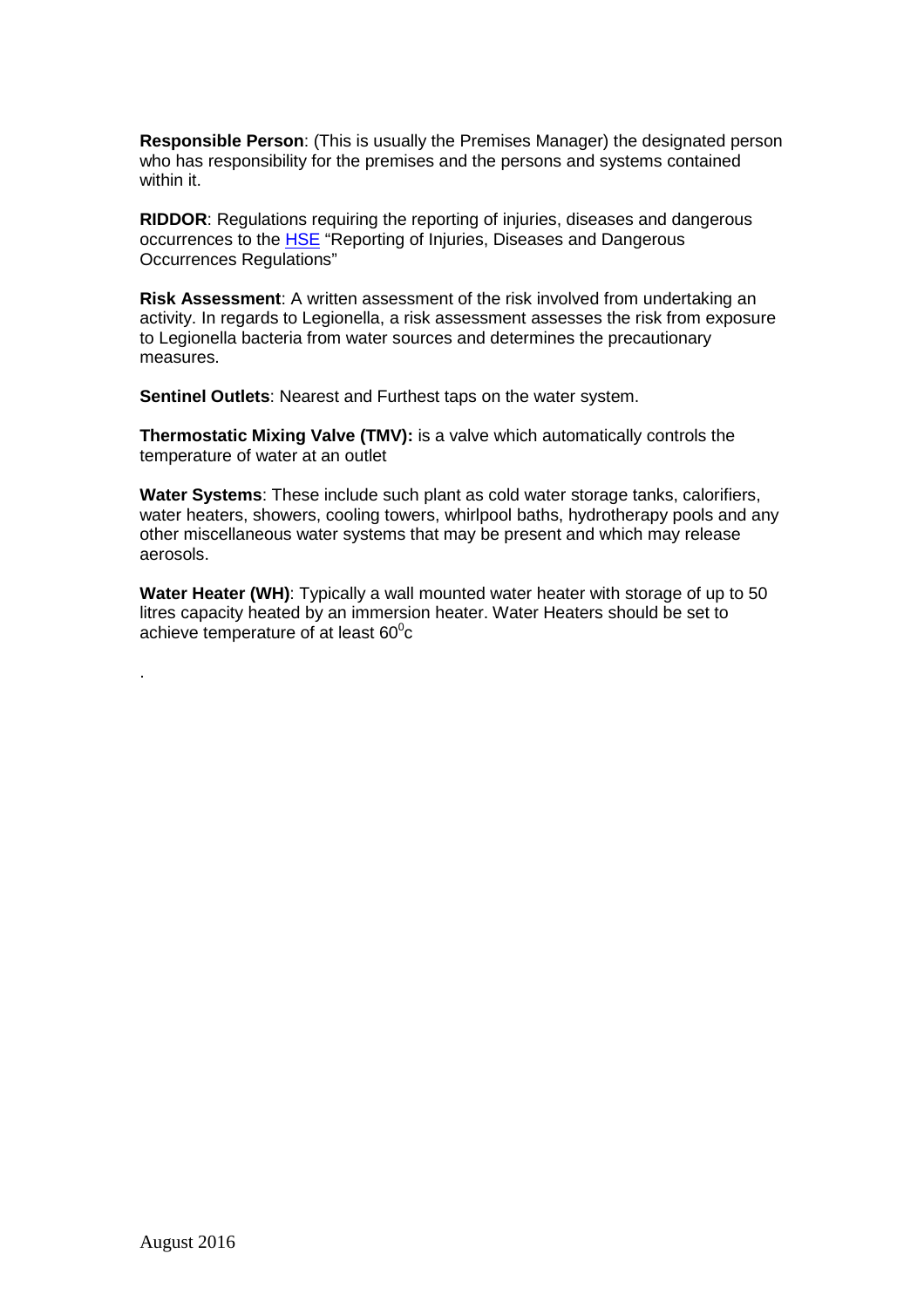**Responsible Person**: (This is usually the Premises Manager) the designated person who has responsibility for the premises and the persons and systems contained within it.

**RIDDOR**: Regulations requiring the reporting of injuries, diseases and dangerous occurrences to the HSE "Reporting of Injuries, Diseases and Dangerous Occurrences Regulations"

**Risk Assessment**: A written assessment of the risk involved from undertaking an activity. In regards to Legionella, a risk assessment assesses the risk from exposure to Legionella bacteria from water sources and determines the precautionary measures.

**Sentinel Outlets**: Nearest and Furthest taps on the water system.

**Thermostatic Mixing Valve (TMV):** is a valve which automatically controls the temperature of water at an outlet

**Water Systems**: These include such plant as cold water storage tanks, calorifiers, water heaters, showers, cooling towers, whirlpool baths, hydrotherapy pools and any other miscellaneous water systems that may be present and which may release aerosols.

**Water Heater (WH)**: Typically a wall mounted water heater with storage of up to 50 litres capacity heated by an immersion heater. Water Heaters should be set to achieve temperature of at least $60^0$c

.